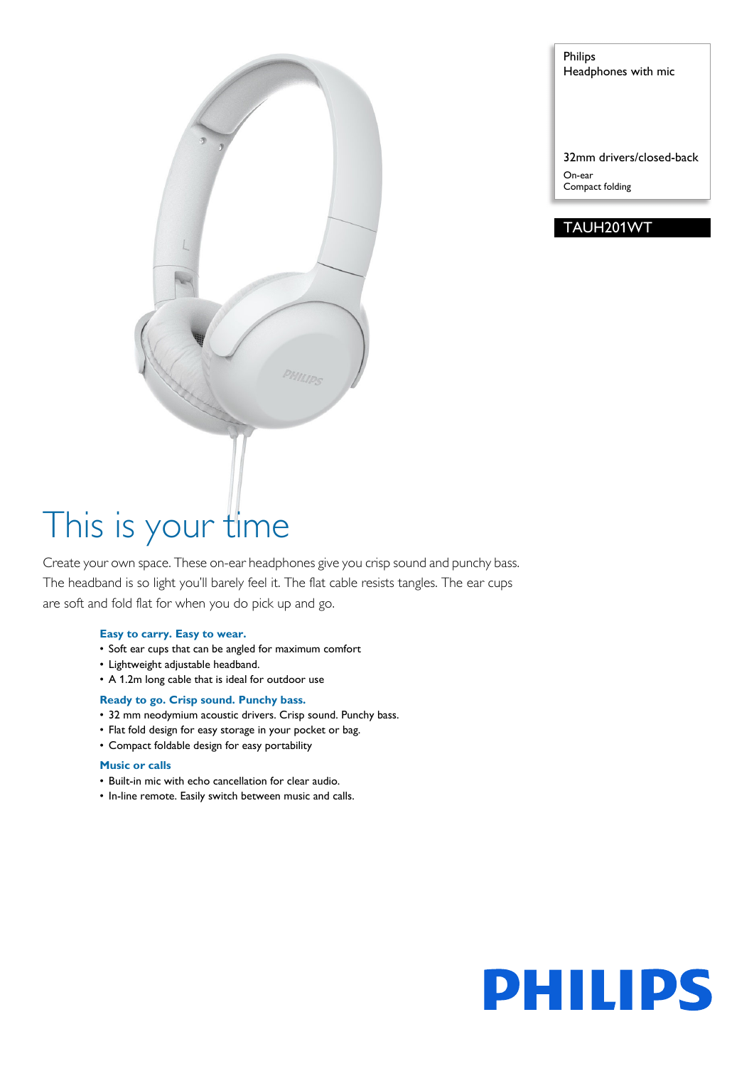Philips
Headphones with mic

32mm drivers/closed-back

On-ear
Compact folding

TAUH201WT

# This is your time

Create your own space. These on-ear headphones give you crisp sound and punchy bass. The headband is so light you'll barely feel it. The flat cable resists tangles. The ear cups are soft and fold flat for when you do pick up and go.

### Easy to carry. Easy to wear.

- Soft ear cups that can be angled for maximum comfort
- Lightweight adjustable headband.
- A 1.2m long cable that is ideal for outdoor use

### Ready to go. Crisp sound. Punchy bass.

- 32 mm neodymium acoustic drivers. Crisp sound. Punchy bass.
- Flat fold design for easy storage in your pocket or bag.
- Compact foldable design for easy portability

### Music or calls

- Built-in mic with echo cancellation for clear audio.
- In-line remote. Easily switch between music and calls.

PHILIPS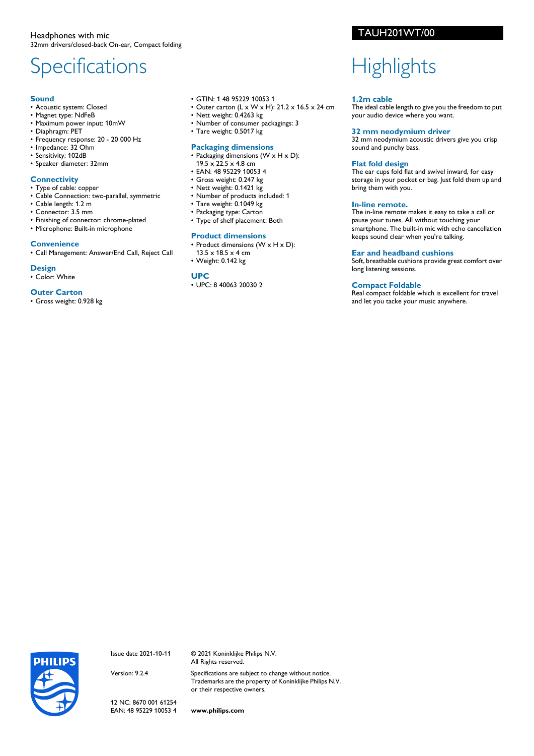Headphones with mic
32mm drivers/closed-back On-ear, Compact folding

TAUH201WT/00

# Specifications

### Sound

- Acoustic system: Closed
- Magnet type: NdFeB
- Maximum power input: 10mW
- Diaphragm: PET
- Frequency response: 20 - 20 000 Hz
- Impedance: 32 Ohm
- Sensitivity: 102dB
- Speaker diameter: 32mm

### Connectivity

- Type of cable: copper
- Cable Connection: two-parallel, symmetric
- Cable length: 1.2 m
- Connector: 3.5 mm
- Finishing of connector: chrome-plated
- Microphone: Built-in microphone

### Convenience

- Call Management: Answer/End Call, Reject Call

### Design

- Color: White

### Outer Carton

- Gross weight: 0.928 kg
- GTIN: 1 48 95229 10053 1
- Outer carton (L x W x H): 21.2 x 16.5 x 24 cm
- Nett weight: 0.4263 kg
- Number of consumer packagings: 3
- Tare weight: 0.5017 kg

### Packaging dimensions

- Packaging dimensions (W x H x D): 19.5 x 22.5 x 4.8 cm
- EAN: 48 95229 10053 4
- Gross weight: 0.247 kg
- Nett weight: 0.1421 kg
- Number of products included: 1
- Tare weight: 0.1049 kg
- Packaging type: Carton
- Type of shelf placement: Both

### Product dimensions

- Product dimensions (W x H x D): 13.5 x 18.5 x 4 cm
- Weight: 0.142 kg

### UPC

- UPC: 8 40063 20030 2

# Highlights

### 1.2m cable

The ideal cable length to give you the freedom to put your audio device where you want.

### 32 mm neodymium driver

32 mm neodymium acoustic drivers give you crisp sound and punchy bass.

### Flat fold design

The ear cups fold flat and swivel inward, for easy storage in your pocket or bag. Just fold them up and bring them with you.

### In-line remote.

The in-line remote makes it easy to take a call or pause your tunes. All without touching your smartphone. The built-in mic with echo cancellation keeps sound clear when you're talking.

### Ear and headband cushions

Soft, breathable cushions provide great comfort over long listening sessions.

### Compact Foldable

Real compact foldable which is excellent for travel and let you tacke your music anywhere.

Issue date 2021-10-11

Version: 9.2.4

12 NC: 8670 001 61254
EAN: 48 95229 10053 4

© 2021 Koninklijke Philips N.V.
All Rights reserved.

Specifications are subject to change without notice. Trademarks are the property of Koninklijke Philips N.V. or their respective owners.

**www.philips.com**